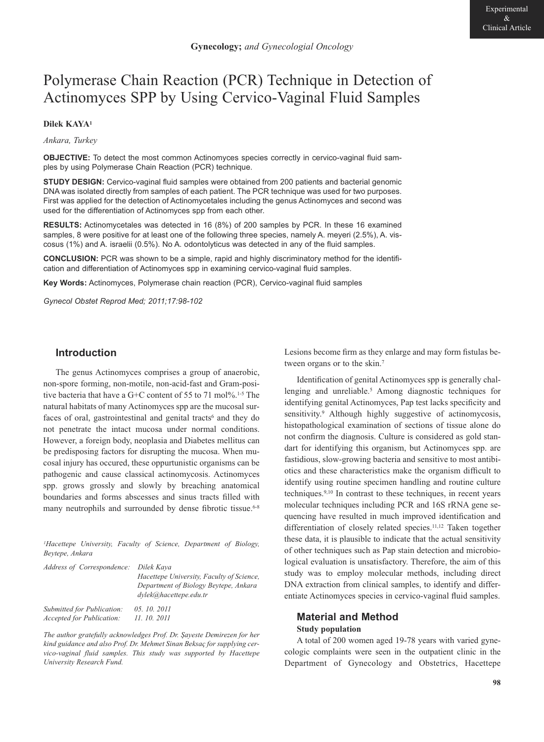Gynecology; *and Gynecologial Oncology*

# Polymerase Chain Reaction (PCR) Technique in Detection of Actinomyces SPP by Using Cervico-Vaginal Fluid Samples

**Dilek KAYA**[1]

*Ankara, Turkey*

**OBJECTIVE:** To detect the most common Actinomyces species correctly in cervico-vaginal fluid samples by using Polymerase Chain Reaction (PCR) technique.

**STUDY DESIGN:** Cervico-vaginal fluid samples were obtained from 200 patients and bacterial genomic DNA was isolated directly from samples of each patient. The PCR technique was used for two purposes. First was applied for the detection of Actinomycetales including the genus Actinomyces and second was used for the differentiation of Actinomyces spp from each other.

**RESULTS:** Actinomycetales was detected in 16 (8%) of 200 samples by PCR. In these 16 examined samples, 8 were positive for at least one of the following three species, namely A. meyeri (2.5%), A. viscosus (1%) and A. israelii (0.5%). No A. odontolyticus was detected in any of the fluid samples.

**CONCLUSION:** PCR was shown to be a simple, rapid and highly discriminatory method for the identification and differentiation of Actinomyces spp in examining cervico-vaginal fluid samples.

**Key Words:** Actinomyces, Polymerase chain reaction (PCR), Cervico-vaginal fluid samples

*Gynecol Obstet Reprod Med; 2011;17:98-102*

## Introduction

The genus Actinomyces comprises a group of anaerobic, non-spore forming, non-motile, non-acid-fast and Gram-positive bacteria that have a G+C content of 55 to 71 mol%.[1-5] The natural habitats of many Actinomyces spp are the mucosal surfaces of oral, gastrointestinal and genital tracts[6] and they do not penetrate the intact mucosa under normal conditions. However, a foreign body, neoplasia and Diabetes mellitus can be predisposing factors for disrupting the mucosa. When mucosal injury has occured, these oppurtunistic organisms can be pathogenic and cause classical actinomycosis. Actinomyces spp. grows grossly and slowly by breaching anatomical boundaries and forms abscesses and sinus tracts filled with many neutrophils and surrounded by dense fibrotic tissue.[6-8] Lesions become firm as they enlarge and may form fistulas between organs or to the skin.[7]

Identification of genital Actinomyces spp is generally challenging and unreliable.[5] Among diagnostic techniques for identifying genital Actinomyces, Pap test lacks specificity and sensitivity.[9] Although highly suggestive of actinomycosis, histopathological examination of sections of tissue alone do not confirm the diagnosis. Culture is considered as gold standart for identifying this organism, but Actinomyces spp. are fastidious, slow-growing bacteria and sensitive to most antibiotics and these characteristics make the organism difficult to identify using routine specimen handling and routine culture techniques.[9,10] In contrast to these techniques, in recent years molecular techniques including PCR and 16S rRNA gene sequencing have resulted in much improved identification and differentiation of closely related species.[11,12] Taken together these data, it is plausible to indicate that the actual sensitivity of other techniques such as Pap stain detection and microbiological evaluation is unsatisfactory. Therefore, the aim of this study was to employ molecular methods, including direct DNA extraction from clinical samples, to identify and differentiate Actinomyces species in cervico-vaginal fluid samples.

## Material and Method

### Study population

A total of 200 women aged 19-78 years with varied gynecologic complaints were seen in the outpatient clinic in the Department of Gynecology and Obstetrics, Hacettepe

---

*[1]Hacettepe University, Faculty of Science, Department of Biology, Beytepe, Ankara*

*Address of Correspondence:* Dilek Kaya
Hacettepe University, Faculty of Science, Department of Biology Beytepe, Ankara
dylek@hacettepe.edu.tr

*Submitted for Publication:* 05. 10. 2011
*Accepted for Publication:* 11. 10. 2011

*The author gratefully acknowledges Prof. Dr. Şayeste Demirezen for her kind guidance and also Prof. Dr. Mehmet Sinan Beksaç for supplying cervico-vaginal fluid samples. This study was supported by Hacettepe University Research Fund.*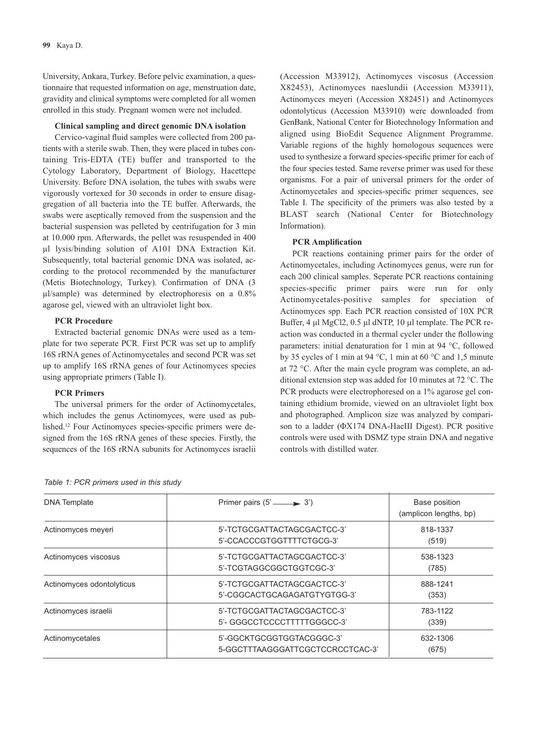University, Ankara, Turkey. Before pelvic examination, a questionnaire that requested information on age, menstruation date, gravidity and clinical symptoms were completed for all women enrolled in this study. Pregnant women were not included.

**Clinical sampling and direct genomic DNA isolation**

Cervico-vaginal fluid samples were collected from 200 patients with a sterile swab. Then, they were placed in tubes containing Tris-EDTA (TE) buffer and transported to the Cytology Laboratory, Department of Biology, Hacettepe University. Before DNA isolation, the tubes with swabs were vigorously vortexed for 30 seconds in order to ensure disaggregation of all bacteria into the TE buffer. Afterwards, the swabs were aseptically removed from the suspension and the bacterial suspension was pelleted by centrifugation for 3 min at 10.000 rpm. Afterwards, the pellet was resuspended in 400 µl lysis/binding solution of A101 DNA Extraction Kit. Subsequently, total bacterial genomic DNA was isolated, according to the protocol recommended by the manufacturer (Metis Biotechnology, Turkey). Confirmation of DNA (3 µl/sample) was determined by electrophoresis on a 0.8% agarose gel, viewed with an ultraviolet light box.

**PCR Procedure**

Extracted bacterial genomic DNAs were used as a template for two seperate PCR. First PCR was set up to amplify 16S rRNA genes of Actinomycetales and second PCR was set up to amplify 16S rRNA genes of four Actinomyces species using appropriate primers (Table I).

**PCR Primers**

The universal primers for the order of Actinomycetales, which includes the genus Actinomyces, were used as published.[12] Four Actinomyces species-specific primers were designed from the 16S rRNA genes of these species. Firstly, the sequences of the 16S rRNA subunits for Actinomyces israelii (Accession M33912), Actinomyces viscosus (Accession X82453), Actinomyces naeslundii (Accession M33911), Actinomyces meyeri (Accession X82451) and Actinomyces odontolyticus (Accession M33910) were downloaded from GenBank, National Center for Biotechnology Information and aligned using BioEdit Sequence Alignment Programme. Variable regions of the highly homologous sequences were used to synthesize a forward species-specific primer for each of the four species tested. Same reverse primer was used for these organisms. For a pair of universal primers for the order of Actinomycetales and species-specific primer sequences, see Table I. The specificity of the primers was also tested by a BLAST search (National Center for Biotechnology Information).

**PCR Amplification**

PCR reactions containing primer pairs for the order of Actinomycetales, including Actinomyces genus, were run for each 200 clinical samples. Seperate PCR reactions containing species-specific primer pairs were run for only Actinomycetales-positive samples for speciation of Actinomyces spp. Each PCR reaction consisted of 10X PCR Buffer, 4 µl $MgCl_2$, 0.5 µl dNTP, 10 µl template. The PCR reaction was conducted in a thermal cycler under the flollowing parameters: initial denaturation for 1 min at 94 °C, followed by 35 cycles of 1 min at 94 °C, 1 min at 60 °C and 1,5 minute at 72 °C. After the main cycle program was complete, an additional extension step was added for 10 minutes at 72 °C. The PCR products were electrophoresed on a 1% agarose gel containing ethidium bromide, viewed on an ultraviolet light box and photographed. Amplicon size was analyzed by comparison to a ladder (ΦX174 DNA-HaeIII Digest). PCR positive controls were used with DSMZ type strain DNA and negative controls with distilled water.

*Table 1: PCR primers used in this study*

| DNA Template | Primer pairs (5' ⟶ 3') | Base position (amplicon lengths, bp) |
|---|---|---|
| Actinomyces meyeri | 5'-TCTGCGATTACTAGCGACTCC-3'<br>5'-CCACCCGTGGTTTTCTGCG-3' | 818-1337<br>(519) |
| Actinomyces viscosus | 5'-TCTGCGATTACTAGCGACTCC-3'<br>5'-TCGTAGGCGGCTGGTCGC-3' | 538-1323<br>(785) |
| Actinomyces odontolyticus | 5'-TCTGCGATTACTAGCGACTCC-3'<br>5'-CGGCACTGCAGAGATGTYGTGG-3' | 888-1241<br>(353) |
| Actinomyces israelii | 5'-TCTGCGATTACTAGCGACTCC-3'<br>5'- GGGCCTCCCCTTTTTGGGCC-3' | 783-1122<br>(339) |
| Actinomycetales | 5'-GGCKTGCGGTGGTACGGGC-3'<br>5-GGCTTTAAGGGATTCGCTCCRCCTCAC-3' | 632-1306<br>(675) |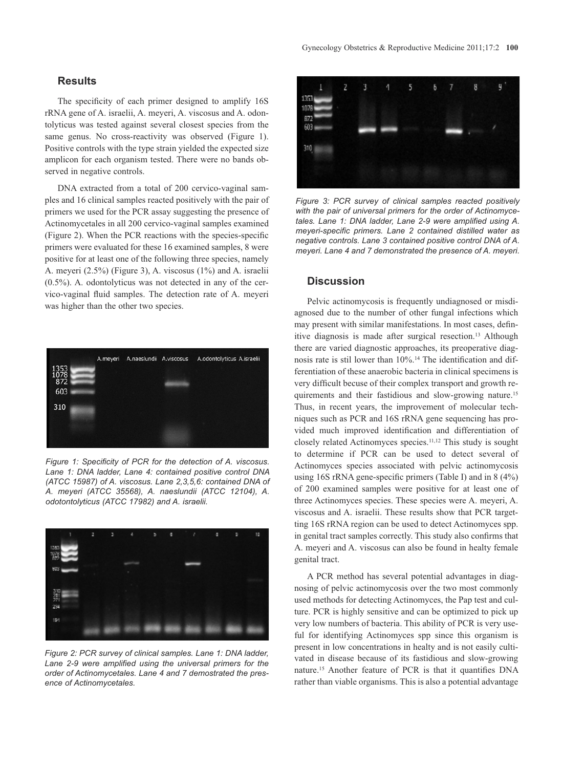## Results

The specificity of each primer designed to amplify 16S rRNA gene of A. israelii, A. meyeri, A. viscosus and A. odontolyticus was tested against several closest species from the same genus. No cross-reactivity was observed (Figure 1). Positive controls with the type strain yielded the expected size amplicon for each organism tested. There were no bands observed in negative controls.

DNA extracted from a total of 200 cervico-vaginal samples and 16 clinical samples reacted positively with the pair of primers we used for the PCR assay suggesting the presence of Actinomycetales in all 200 cervico-vaginal samples examined (Figure 2). When the PCR reactions with the species-specific primers were evaluated for these 16 examined samples, 8 were positive for at least one of the following three species, namely A. meyeri (2.5%) (Figure 3), A. viscosus (1%) and A. israelii (0.5%). A. odontolyticus was not detected in any of the cervico-vaginal fluid samples. The detection rate of A. meyeri was higher than the other two species.

*Figure 1: Specificity of PCR for the detection of A. viscosus. Lane 1: DNA ladder, Lane 4: contained positive control DNA (ATCC 15987) of A. viscosus. Lane 2,3,5,6: contained DNA of A. meyeri (ATCC 35568), A. naeslundii (ATCC 12104), A. odotontolyticus (ATCC 17982) and A. israelii.*

*Figure 2: PCR survey of clinical samples. Lane 1: DNA ladder, Lane 2-9 were amplified using the universal primers for the order of Actinomycetales. Lane 4 and 7 demostrated the presence of Actinomycetales.*

*Figure 3: PCR survey of clinical samples reacted positively with the pair of universal primers for the order of Actinomycetales. Lane 1: DNA ladder, Lane 2-9 were amplified using A. meyeri-specific primers. Lane 2 contained distilled water as negative controls. Lane 3 contained positive control DNA of A. meyeri. Lane 4 and 7 demonstrated the presence of A. meyeri.*

## Discussion

Pelvic actinomycosis is frequently undiagnosed or misdiagnosed due to the number of other fungal infections which may present with similar manifestations. In most cases, definitive diagnosis is made after surgical resection.[13] Although there are varied diagnostic approaches, its preoperative diagnosis rate is stil lower than 10%.[14] The identification and differentiation of these anaerobic bacteria in clinical specimens is very difficult becuse of their complex transport and growth requirements and their fastidious and slow-growing nature.[15] Thus, in recent years, the improvement of molecular techniques such as PCR and 16S rRNA gene sequencing has provided much improved identification and differentiation of closely related Actinomyces species.[11,12] This study is sought to determine if PCR can be used to detect several of Actinomyces species associated with pelvic actinomycosis using 16S rRNA gene-specific primers (Table I) and in 8 (4%) of 200 examined samples were positive for at least one of three Actinomyces species. These species were A. meyeri, A. viscosus and A. israelii. These results show that PCR targetting 16S rRNA region can be used to detect Actinomyces spp. in genital tract samples correctly. This study also confirms that A. meyeri and A. viscosus can also be found in healty female genital tract.

A PCR method has several potential advantages in diagnosing of pelvic actinomycosis over the two most commonly used methods for detecting Actinomyces, the Pap test and culture. PCR is highly sensitive and can be optimized to pick up very low numbers of bacteria. This ability of PCR is very useful for identifying Actinomyces spp since this organism is present in low concentrations in healty and is not easily cultivated in disease because of its fastidious and slow-growing nature.[15] Another feature of PCR is that it quantifies DNA rather than viable organisms. This is also a potential advantage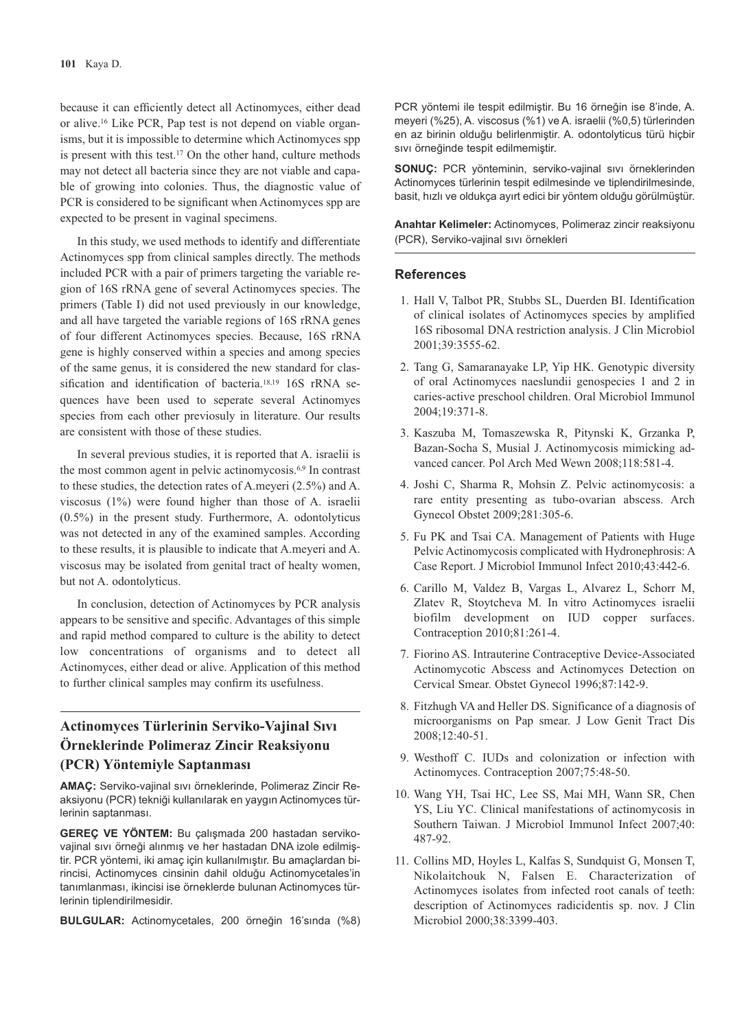because it can efficiently detect all Actinomyces, either dead or alive.[16] Like PCR, Pap test is not depend on viable organisms, but it is impossible to determine which Actinomyces spp is present with this test.[17] On the other hand, culture methods may not detect all bacteria since they are not viable and capable of growing into colonies. Thus, the diagnostic value of PCR is considered to be significant when Actinomyces spp are expected to be present in vaginal specimens.

In this study, we used methods to identify and differentiate Actinomyces spp from clinical samples directly. The methods included PCR with a pair of primers targeting the variable region of 16S rRNA gene of several Actinomyces species. The primers (Table I) did not used previously in our knowledge, and all have targeted the variable regions of 16S rRNA genes of four different Actinomyces species. Because, 16S rRNA gene is highly conserved within a species and among species of the same genus, it is considered the new standard for classification and identification of bacteria.[18,19] 16S rRNA sequences have been used to seperate several Actinomyes species from each other previosuly in literature. Our results are consistent with those of these studies.

In several previous studies, it is reported that A. israelii is the most common agent in pelvic actinomycosis.[6,9] In contrast to these studies, the detection rates of A.meyeri (2.5%) and A. viscosus (1%) were found higher than those of A. israelii (0.5%) in the present study. Furthermore, A. odontolyticus was not detected in any of the examined samples. According to these results, it is plausible to indicate that A.meyeri and A. viscosus may be isolated from genital tract of healty women, but not A. odontolyticus.

In conclusion, detection of Actinomyces by PCR analysis appears to be sensitive and specific. Advantages of this simple and rapid method compared to culture is the ability to detect low concentrations of organisms and to detect all Actinomyces, either dead or alive. Application of this method to further clinical samples may confirm its usefulness.

## Actinomyces Türlerinin Serviko-Vajinal Sıvı Örneklerinde Polimeraz Zincir Reaksiyonu (PCR) Yöntemiyle Saptanması

**AMAÇ:** Serviko-vajinal sıvı örneklerinde, Polimeraz Zincir Reaksiyonu (PCR) tekniği kullanılarak en yaygın Actinomyces türlerinin saptanması.

**GEREÇ VE YÖNTEM:** Bu çalışmada 200 hastadan serviko-vajinal sıvı örneği alınmış ve her hastadan DNA izole edilmiştir. PCR yöntemi, iki amaç için kullanılmıştır. Bu amaçlardan birincisi, Actinomyces cinsinin dahil olduğu Actinomycetales'in tanımlanması, ikincisi ise örneklerde bulunan Actinomyces türlerinin tiplendirilmesidir.

**BULGULAR:** Actinomycetales, 200 örneğin 16'sında (%8) PCR yöntemi ile tespit edilmiştir. Bu 16 örneğin ise 8'inde, A. meyeri (%25), A. viscosus (%1) ve A. israelii (%0,5) türlerinden en az birinin olduğu belirlenmiştir. A. odontolyticus türü hiçbir sıvı örneğinde tespit edilmemiştir.

**SONUÇ:** PCR yönteminin, serviko-vajinal sıvı örneklerinden Actinomyces türlerinin tespit edilmesinde ve tiplendirilmesinde, basit, hızlı ve oldukça ayırt edici bir yöntem olduğu görülmüştür.

**Anahtar Kelimeler:** Actinomyces, Polimeraz zincir reaksiyonu (PCR), Serviko-vajinal sıvı örnekleri

## References

1. Hall V, Talbot PR, Stubbs SL, Duerden BI. Identification of clinical isolates of Actinomyces species by amplified 16S ribosomal DNA restriction analysis. J Clin Microbiol 2001;39:3555-62.
2. Tang G, Samaranayake LP, Yip HK. Genotypic diversity of oral Actinomyces naeslundii genospecies 1 and 2 in caries-active preschool children. Oral Microbiol Immunol 2004;19:371-8.
3. Kaszuba M, Tomaszewska R, Pitynski K, Grzanka P, Bazan-Socha S, Musial J. Actinomycosis mimicking advanced cancer. Pol Arch Med Wewn 2008;118:581-4.
4. Joshi C, Sharma R, Mohsin Z. Pelvic actinomycosis: a rare entity presenting as tubo-ovarian abscess. Arch Gynecol Obstet 2009;281:305-6.
5. Fu PK and Tsai CA. Management of Patients with Huge Pelvic Actinomycosis complicated with Hydronephrosis: A Case Report. J Microbiol Immunol Infect 2010;43:442-6.
6. Carillo M, Valdez B, Vargas L, Alvarez L, Schorr M, Zlatev R, Stoytcheva M. In vitro Actinomyces israelii biofilm development on IUD copper surfaces. Contraception 2010;81:261-4.
7. Fiorino AS. Intrauterine Contraceptive Device-Associated Actinomycotic Abscess and Actinomyces Detection on Cervical Smear. Obstet Gynecol 1996;87:142-9.
8. Fitzhugh VA and Heller DS. Significance of a diagnosis of microorganisms on Pap smear. J Low Genit Tract Dis 2008;12:40-51.
9. Westhoff C. IUDs and colonization or infection with Actinomyces. Contraception 2007;75:48-50.
10. Wang YH, Tsai HC, Lee SS, Mai MH, Wann SR, Chen YS, Liu YC. Clinical manifestations of actinomycosis in Southern Taiwan. J Microbiol Immunol Infect 2007;40: 487-92.
11. Collins MD, Hoyles L, Kalfas S, Sundquist G, Monsen T, Nikolaitchouk N, Falsen E. Characterization of Actinomyces isolates from infected root canals of teeth: description of Actinomyces radicidentis sp. nov. J Clin Microbiol 2000;38:3399-403.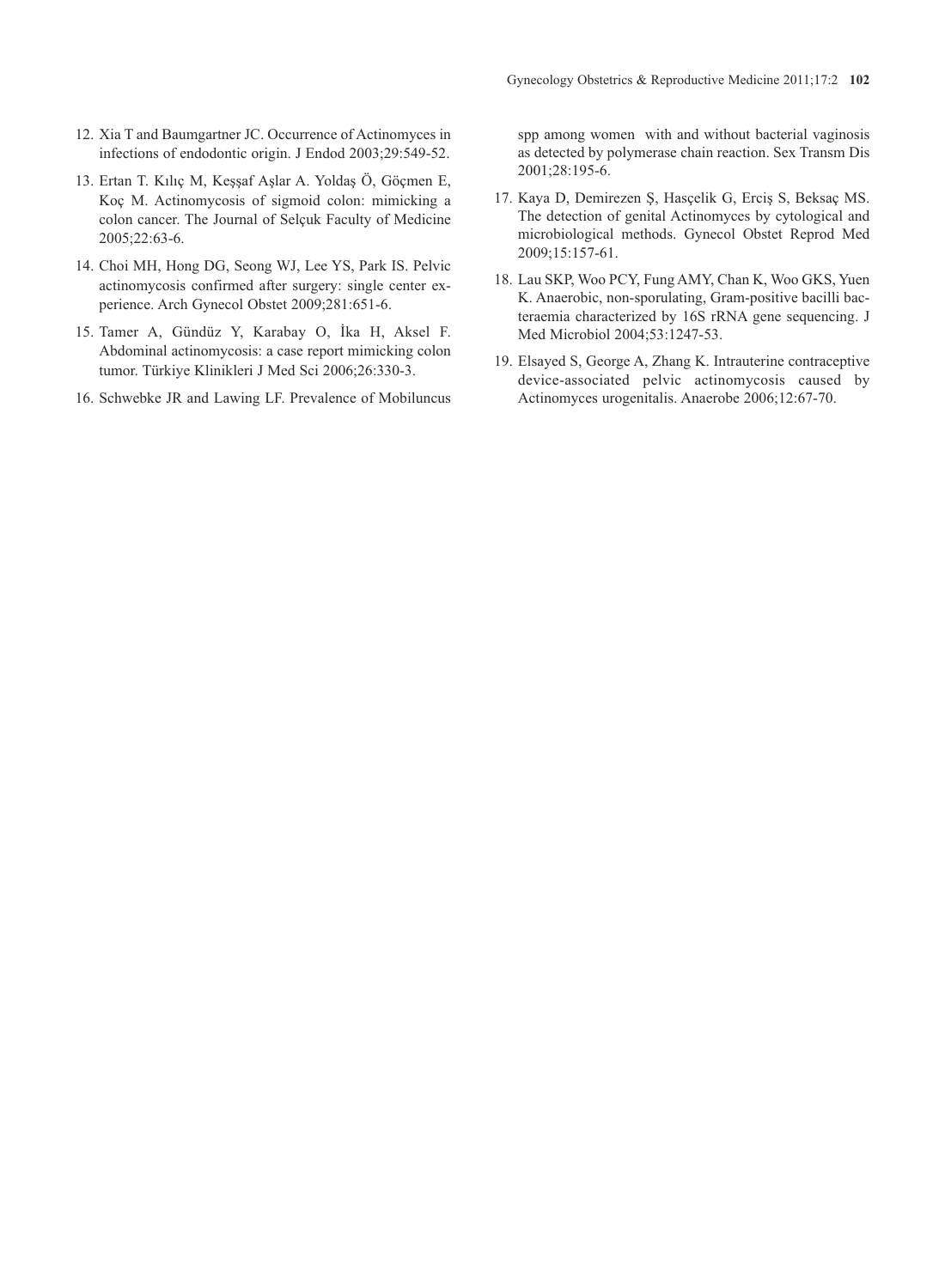12. Xia T and Baumgartner JC. Occurrence of Actinomyces in infections of endodontic origin. J Endod 2003;29:549-52.
13. Ertan T. Kılıç M, Keşşaf Aşlar A. Yoldaş Ö, Göçmen E, Koç M. Actinomycosis of sigmoid colon: mimicking a colon cancer. The Journal of Selçuk Faculty of Medicine 2005;22:63-6.
14. Choi MH, Hong DG, Seong WJ, Lee YS, Park IS. Pelvic actinomycosis confirmed after surgery: single center experience. Arch Gynecol Obstet 2009;281:651-6.
15. Tamer A, Gündüz Y, Karabay O, İka H, Aksel F. Abdominal actinomycosis: a case report mimicking colon tumor. Türkiye Klinikleri J Med Sci 2006;26:330-3.
16. Schwebke JR and Lawing LF. Prevalence of Mobiluncus spp among women with and without bacterial vaginosis as detected by polymerase chain reaction. Sex Transm Dis 2001;28:195-6.
17. Kaya D, Demirezen Ş, Hasçelik G, Erciş S, Beksaç MS. The detection of genital Actinomyces by cytological and microbiological methods. Gynecol Obstet Reprod Med 2009;15:157-61.
18. Lau SKP, Woo PCY, Fung AMY, Chan K, Woo GKS, Yuen K. Anaerobic, non-sporulating, Gram-positive bacilli bacteraemia characterized by 16S rRNA gene sequencing. J Med Microbiol 2004;53:1247-53.
19. Elsayed S, George A, Zhang K. Intrauterine contraceptive device-associated pelvic actinomycosis caused by Actinomyces urogenitalis. Anaerobe 2006;12:67-70.